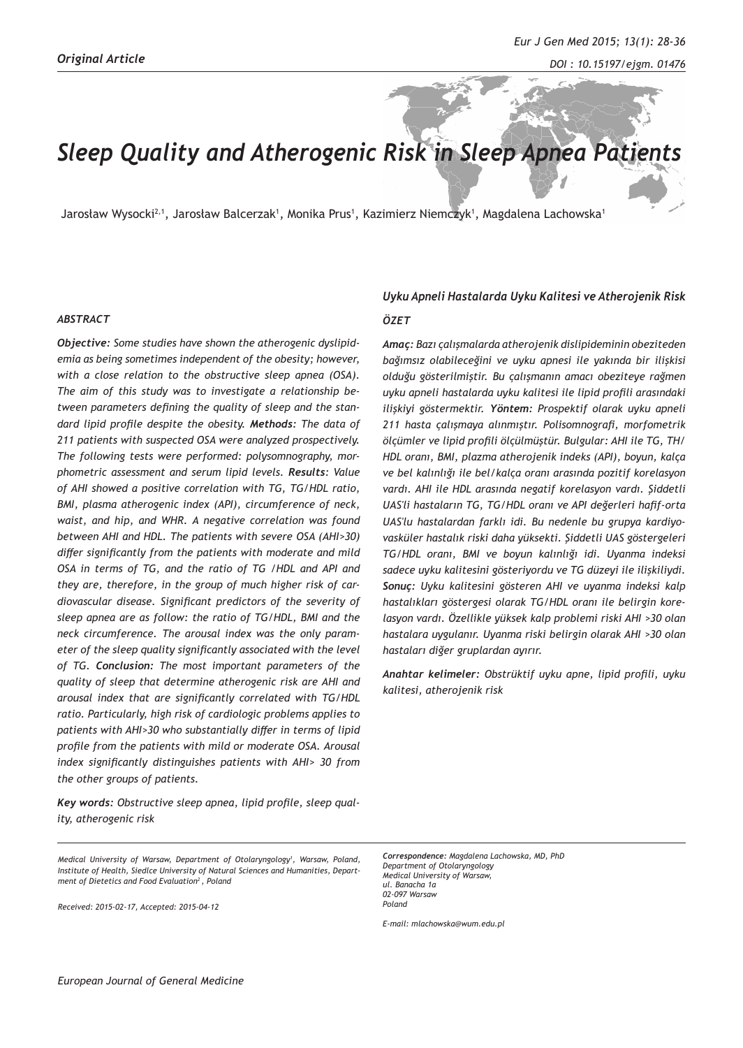*Original Article*

# Sleep Quality and Atherogenic Risk in Sleep Apnea Patients

Jarosław Wysocki[2,1], Jarosław Balcerzak[1], Monika Prus[1], Kazimierz Niemczyk[1], Magdalena Lachowska[1]

### ABSTRACT

***Objective:*** *Some studies have shown the atherogenic dyslipidemia as being sometimes independent of the obesity; however, with a close relation to the obstructive sleep apnea (OSA). The aim of this study was to investigate a relationship between parameters defining the quality of sleep and the standard lipid profile despite the obesity.* ***Methods:*** *The data of 211 patients with suspected OSA were analyzed prospectively. The following tests were performed: polysomnography, morphometric assessment and serum lipid levels.* ***Results****: Value of AHI showed a positive correlation with TG, TG/HDL ratio, BMI, plasma atherogenic index (API), circumference of neck, waist, and hip, and WHR. A negative correlation was found between AHI and HDL. The patients with severe OSA (AHI>30) differ significantly from the patients with moderate and mild OSA in terms of TG, and the ratio of TG /HDL and API and they are, therefore, in the group of much higher risk of cardiovascular disease. Significant predictors of the severity of sleep apnea are as follow: the ratio of TG/HDL, BMI and the neck circumference. The arousal index was the only parameter of the sleep quality significantly associated with the level of TG.* ***Conclusion:*** *The most important parameters of the quality of sleep that determine atherogenic risk are AHI and arousal index that are significantly correlated with TG/HDL ratio. Particularly, high risk of cardiologic problems applies to patients with AHI>30 who substantially differ in terms of lipid profile from the patients with mild or moderate OSA. Arousal index significantly distinguishes patients with AHI> 30 from the other groups of patients.*

***Key words:*** *Obstructive sleep apnea, lipid profile, sleep quality, atherogenic risk*

### *Uyku Apneli Hastalarda Uyku Kalitesi ve Atherojenik Risk*

### *ÖZET*

***Amaç:*** *Bazı çalışmalarda atherojenik dislipideminin obeziteden bağımsız olabileceğini ve uyku apnesi ile yakında bir ilişkisi olduğu gösterilmiştir. Bu çalışmanın amacı obeziteye rağmen uyku apneli hastalarda uyku kalitesi ile lipid profili arasındaki ilişkiyi göstermektir.* ***Yöntem:*** *Prospektif olarak uyku apneli 211 hasta çalışmaya alınmıştır. Polisomnografi, morfometrik ölçümler ve lipid profili ölçülmüştür. Bulgular: AHI ile TG, TH/HDL oranı, BMI, plazma atherojenik indeks (API), boyun, kalça ve bel kalınlığı ile bel/kalça oranı arasında pozitif korelasyon vardı. AHI ile HDL arasında negatif korelasyon vardı. Şiddetli UAS'li hastaların TG, TG/HDL oranı ve API değerleri hafif-orta UAS'lu hastalardan farklı idi. Bu nedenle bu grupya kardiyovasküler hastalık riski daha yüksekti. Şiddetli UAS göstergeleri TG/HDL oranı, BMI ve boyun kalınlığı idi. Uyanma indeksi sadece uyku kalitesini gösteriyordu ve TG düzeyi ile ilişkiliydi.* ***Sonuç:*** *Uyku kalitesini gösteren AHI ve uyanma indeksi kalp hastalıkları göstergesi olarak TG/HDL oranı ile belirgin korelasyon vardı. Özellikle yüksek kalp problemi riski AHI >30 olan hastalara uygulanır. Uyanma riski belirgin olarak AHI >30 olan hastaları diğer gruplardan ayırır.*

***Anahtar kelimeler:*** *Obstrüktif uyku apne, lipid profili, uyku kalitesi, atherojenik risk*

---

*Medical University of Warsaw, Department of Otolaryngology[1], Warsaw, Poland, Institute of Health, Siedlce University of Natural Sciences and Humanities, Department of Dietetics and Food Evaluation[2], Poland*

*Received: 2015-02-17, Accepted: 2015-04-12*

***Correspondence:*** *Magdalena Lachowska, MD, PhD*
*Department of Otolaryngology*
*Medical University of Warsaw,*
*ul. Banacha 1a*
*02-097 Warsaw*
*Poland*

*E-mail: mlachowska@wum.edu.pl*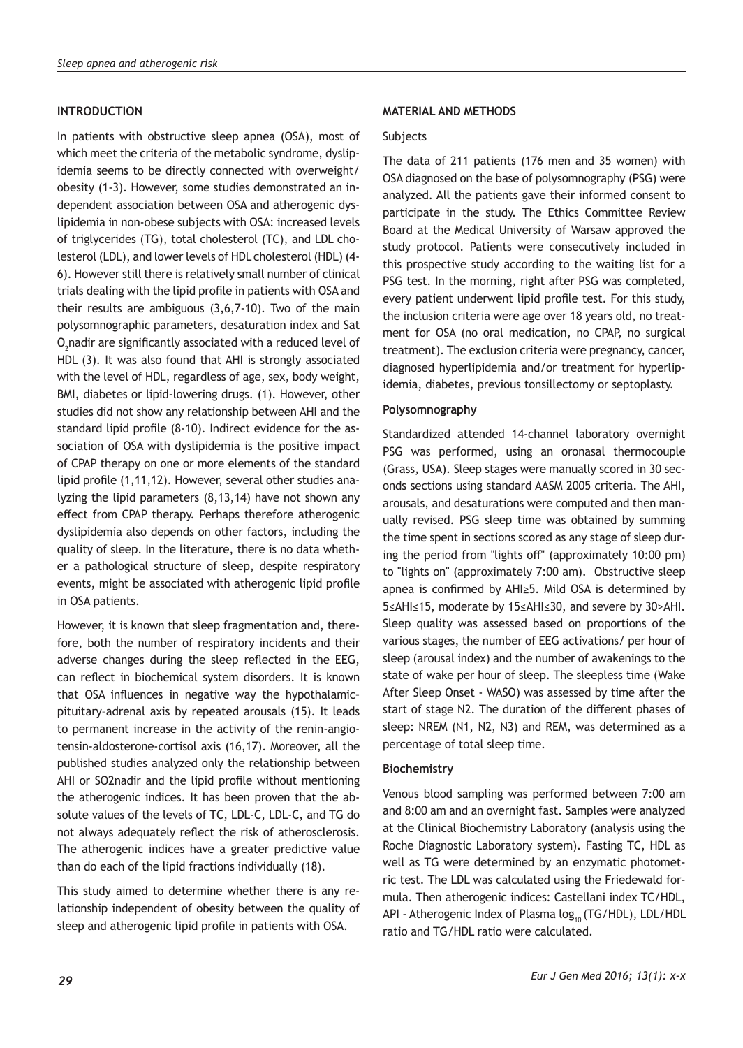## INTRODUCTION

In patients with obstructive sleep apnea (OSA), most of which meet the criteria of the metabolic syndrome, dyslipidemia seems to be directly connected with overweight/ obesity (1-3). However, some studies demonstrated an independent association between OSA and atherogenic dyslipidemia in non-obese subjects with OSA: increased levels of triglycerides (TG), total cholesterol (TC), and LDL cholesterol (LDL), and lower levels of HDL cholesterol (HDL) (4-6). However still there is relatively small number of clinical trials dealing with the lipid profile in patients with OSA and their results are ambiguous (3,6,7-10). Two of the main polysomnographic parameters, desaturation index and Sat $O_2$nadir are significantly associated with a reduced level of HDL (3). It was also found that AHI is strongly associated with the level of HDL, regardless of age, sex, body weight, BMI, diabetes or lipid-lowering drugs. (1). However, other studies did not show any relationship between AHI and the standard lipid profile (8-10). Indirect evidence for the association of OSA with dyslipidemia is the positive impact of CPAP therapy on one or more elements of the standard lipid profile (1,11,12). However, several other studies analyzing the lipid parameters (8,13,14) have not shown any effect from CPAP therapy. Perhaps therefore atherogenic dyslipidemia also depends on other factors, including the quality of sleep. In the literature, there is no data whether a pathological structure of sleep, despite respiratory events, might be associated with atherogenic lipid profile in OSA patients.

However, it is known that sleep fragmentation and, therefore, both the number of respiratory incidents and their adverse changes during the sleep reflected in the EEG, can reflect in biochemical system disorders. It is known that OSA influences in negative way the hypothalamic–pituitary–adrenal axis by repeated arousals (15). It leads to permanent increase in the activity of the renin-angiotensin-aldosterone-cortisol axis (16,17). Moreover, all the published studies analyzed only the relationship between AHI or SO2nadir and the lipid profile without mentioning the atherogenic indices. It has been proven that the absolute values of the levels of TC, LDL-C, LDL-C, and TG do not always adequately reflect the risk of atherosclerosis. The atherogenic indices have a greater predictive value than do each of the lipid fractions individually (18).

This study aimed to determine whether there is any relationship independent of obesity between the quality of sleep and atherogenic lipid profile in patients with OSA.

## MATERIAL AND METHODS

### Subjects

The data of 211 patients (176 men and 35 women) with OSA diagnosed on the base of polysomnography (PSG) were analyzed. All the patients gave their informed consent to participate in the study. The Ethics Committee Review Board at the Medical University of Warsaw approved the study protocol. Patients were consecutively included in this prospective study according to the waiting list for a PSG test. In the morning, right after PSG was completed, every patient underwent lipid profile test. For this study, the inclusion criteria were age over 18 years old, no treatment for OSA (no oral medication, no CPAP, no surgical treatment). The exclusion criteria were pregnancy, cancer, diagnosed hyperlipidemia and/or treatment for hyperlipidemia, diabetes, previous tonsillectomy or septoplasty.

### Polysomnography

Standardized attended 14-channel laboratory overnight PSG was performed, using an oronasal thermocouple (Grass, USA). Sleep stages were manually scored in 30 seconds sections using standard AASM 2005 criteria. The AHI, arousals, and desaturations were computed and then manually revised. PSG sleep time was obtained by summing the time spent in sections scored as any stage of sleep during the period from "lights off" (approximately 10:00 pm) to "lights on" (approximately 7:00 am). Obstructive sleep apnea is confirmed by AHI≥5. Mild OSA is determined by 5≤AHI≤15, moderate by 15≤AHI≤30, and severe by 30>AHI. Sleep quality was assessed based on proportions of the various stages, the number of EEG activations/ per hour of sleep (arousal index) and the number of awakenings to the state of wake per hour of sleep. The sleepless time (Wake After Sleep Onset - WASO) was assessed by time after the start of stage N2. The duration of the different phases of sleep: NREM (N1, N2, N3) and REM, was determined as a percentage of total sleep time.

### Biochemistry

Venous blood sampling was performed between 7:00 am and 8:00 am and an overnight fast. Samples were analyzed at the Clinical Biochemistry Laboratory (analysis using the Roche Diagnostic Laboratory system). Fasting TC, HDL as well as TG were determined by an enzymatic photometric test. The LDL was calculated using the Friedewald formula. Then atherogenic indices: Castellani index TC/HDL, API - Atherogenic Index of Plasma $\log_{10}$(TG/HDL), LDL/HDL ratio and TG/HDL ratio were calculated.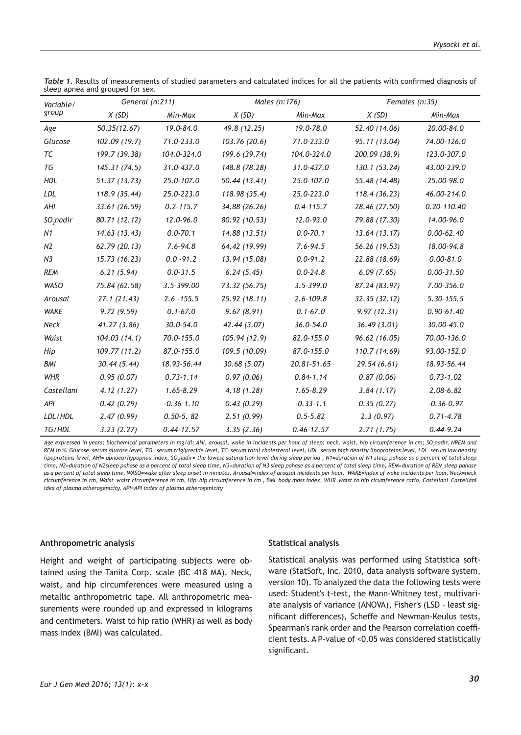*Table 1.* Results of measurements of studied parameters and calculated indices for all the patients with confirmed diagnosis of sleep apnea and grouped for sex.

| Variable/ group | General (n:211) | | Males (n:176) | | Females (n:35) | |
|---|---|---|---|---|---|---|
| | X (SD) | Min-Max | X (SD) | Min-Max | X (SD) | Min-Max |
| Age | 50.35(12.67) | 19.0-84.0 | 49.8 (12.25) | 19.0-78.0 | 52.40 (14.06) | 20.00-84.0 |
| Glucose | 102.09 (19.7) | 71.0-233.0 | 103.76 (20.6) | 71.0-233.0 | 95.11 (13.04) | 74.00-126.0 |
| TC | 199.7 (39.38) | 104.0-324.0 | 199.6 (39.74) | 104.0-324.0 | 200.09 (38.9) | 123.0-307.0 |
| TG | 145.31 (74.5) | 31.0-437.0 | 148.8 (78.28) | 31.0-437.0 | 130.1 (53.24) | 43.00-239.0 |
| HDL | 51.37 (13.73) | 25.0-107.0 | 50.44 (13.41) | 25.0-107.0 | 55.48 (14.48) | 25.00-98.0 |
| LDL | 118.9 (35.44) | 25.0-223.0 | 118.98 (35.4) | 25.0-223.0 | 118.4 (36.23) | 46.00-214.0 |
| AHI | 33.61 (26.59) | 0.2-115.7 | 34.88 (26.26) | 0.4-115.7 | 28.46 (27.50) | 0.20-110.40 |
| $SO_2$nadir | 80.71 (12.12) | 12.0-96.0 | 80.92 (10.53) | 12.0-93.0 | 79.88 (17.30) | 14.00-96.0 |
| N1 | 14.63 (13.43) | 0.0-70.1 | 14.88 (13.51) | 0.0-70.1 | 13.64 (13.17) | 0.00-62.40 |
| N2 | 62.79 (20.13) | 7.6-94.8 | 64.42 (19.99) | 7.6-94.5 | 56.26 (19.53) | 18.00-94.8 |
| N3 | 15.73 (16.23) | 0.0 -91.2 | 13.94 (15.08) | 0.0-91.2 | 22.88 (18.69) | 0.00-81.0 |
| REM | 6.21 (5.94) | 0.0-31.5 | 6.24 (5.45) | 0.0-24.8 | 6.09 (7.65) | 0.00-31.50 |
| WASO | 75.84 (62.58) | 3.5-399.00 | 73.32 (56.75) | 3.5-399.0 | 87.24 (83.97) | 7.00-356.0 |
| Arousal | 27.1 (21.43) | 2.6 -155.5 | 25.92 (18.11) | 2.6-109.8 | 32.35 (32.12) | 5.30-155.5 |
| WAKE | 9.72 (9.59) | 0.1-67.0 | 9.67 (8.91) | 0.1-67.0 | 9.97 (12.31) | 0.90-61.40 |
| Neck | 41.27 (3.86) | 30.0-54.0 | 42.44 (3.07) | 36.0-54.0 | 36.49 (3.01) | 30.00-45.0 |
| Waist | 104.03 (14.1) | 70.0-155.0 | 105.94 (12.9) | 82.0-155.0 | 96.62 (16.05) | 70.00-136.0 |
| Hip | 109.77 (11.2) | 87.0-155.0 | 109.5 (10.09) | 87.0-155.0 | 110.7 (14.69) | 93.00-152.0 |
| BMI | 30.44 (5.44) | 18.93-56.44 | 30.68 (5.07) | 20.81-51.65 | 29.54 (6.61) | 18.93-56.44 |
| WHR | 0.95 (0.07) | 0.73-1.14 | 0.97 (0.06) | 0.84-1.14 | 0.87 (0.06) | 0.73-1.02 |
| Castellani | 4.12 (1.27) | 1.65-8.29 | 4.18 (1.28) | 1.65-8.29 | 3.84 (1.17) | 2.08-6.82 |
| API | 0.42 (0.29) | -0.36-1.10 | 0.43 (0.29) | -0.33-1.1 | 0.35 (0.27) | -0.36-0.97 |
| LDL/HDL | 2.47 (0.99) | 0.50-5. 82 | 2.51 (0.99) | 0.5-5.82 | 2.3 (0.97) | 0.71-4.78 |
| TG/HDL | 3.23 (2.27) | 0.44-12.57 | 3.35 (2.36) | 0.46-12.57 | 2.71 (1.75) | 0.44-9.24 |

*Age expressed in years; biochemical parameters in mg/dl; AHI, arousal, wake in incidents per hour of sleep; neck, waist, hip circumference in cm; $SO_2$nadir, NREM and REM in %. Glucose=serum glucose level, TG= serum triglyceride level, TC=serum total cholesterol level, HDL=serum high density lipoproteins level, LDL=serum low density lipoproteins level, AHI= apnoea/hypopnea index, $SO_2$nadir= the lowest saturartion level during sleep period , N1=duration of N1 sleep pahase as a percent of total sleep time, N2=duration of N2sleep pahase as a percent of total sleep time, N3=duration of N3 sleep pahase as a percent of total sleep time, REM=duration of REM sleep pahase as a percent of total sleep time, WASO=wake after sleep onset in minutes, Arousal=index of arousal incidents per hour, WAKE=index of wake incidents per hour, Neck=neck circumference in cm, Waist=waist circumference in cm, Hip=hip cirumference in cm , BMI=body mass index, WHR=waist to hip cirumference ratio, Castellani=Castellani idex of plasma atherogenicity, API=API index of plasma atherogenicity*

#### Anthropometric analysis

Height and weight of participating subjects were obtained using the Tanita Corp. scale (BC 418 MA). Neck, waist, and hip circumferences were measured using a metallic anthropometric tape. All anthropometric measurements were rounded up and expressed in kilograms and centimeters. Waist to hip ratio (WHR) as well as body mass index (BMI) was calculated.

#### Statistical analysis

Statistical analysis was performed using Statistica software (StatSoft, Inc. 2010, data analysis software system, version 10). To analyzed the data the following tests were used: Student's t-test, the Mann-Whitney test, multivariate analysis of variance (ANOVA), Fisher's (LSD - least significant differences), Scheffe and Newman-Keulus tests, Spearman's rank order and the Pearson correlation coefficient tests. A P-value of <0.05 was considered statistically significant.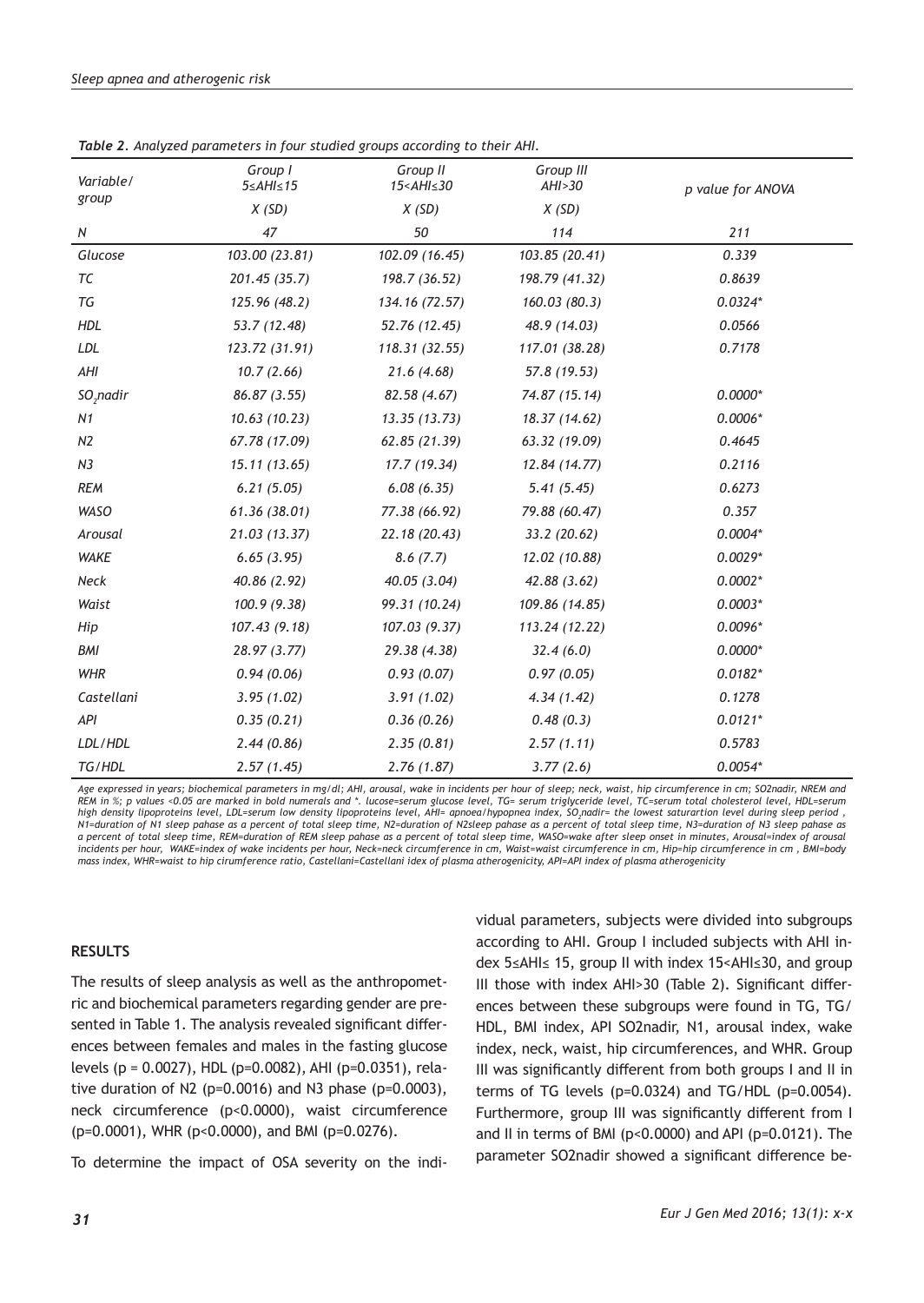*Table 2. Analyzed parameters in four studied groups according to their AHI.*

| Variable/ group | Group I 5≤AHI≤15 X (SD) | Group II 15<AHI≤30 X (SD) | Group III AHI>30 X (SD) | p value for ANOVA |
|---|---|---|---|---|
| N | 47 | 50 | 114 | 211 |
| Glucose | 103.00 (23.81) | 102.09 (16.45) | 103.85 (20.41) | 0.339 |
| TC | 201.45 (35.7) | 198.7 (36.52) | 198.79 (41.32) | 0.8639 |
| TG | 125.96 (48.2) | 134.16 (72.57) | 160.03 (80.3) | 0.0324* |
| HDL | 53.7 (12.48) | 52.76 (12.45) | 48.9 (14.03) | 0.0566 |
| LDL | 123.72 (31.91) | 118.31 (32.55) | 117.01 (38.28) | 0.7178 |
| AHI | 10.7 (2.66) | 21.6 (4.68) | 57.8 (19.53) | |
| $SO_2$nadir | 86.87 (3.55) | 82.58 (4.67) | 74.87 (15.14) | 0.0000* |
| N1 | 10.63 (10.23) | 13.35 (13.73) | 18.37 (14.62) | 0.0006* |
| N2 | 67.78 (17.09) | 62.85 (21.39) | 63.32 (19.09) | 0.4645 |
| N3 | 15.11 (13.65) | 17.7 (19.34) | 12.84 (14.77) | 0.2116 |
| REM | 6.21 (5.05) | 6.08 (6.35) | 5.41 (5.45) | 0.6273 |
| WASO | 61.36 (38.01) | 77.38 (66.92) | 79.88 (60.47) | 0.357 |
| Arousal | 21.03 (13.37) | 22.18 (20.43) | 33.2 (20.62) | 0.0004* |
| WAKE | 6.65 (3.95) | 8.6 (7.7) | 12.02 (10.88) | 0.0029* |
| Neck | 40.86 (2.92) | 40.05 (3.04) | 42.88 (3.62) | 0.0002* |
| Waist | 100.9 (9.38) | 99.31 (10.24) | 109.86 (14.85) | 0.0003* |
| Hip | 107.43 (9.18) | 107.03 (9.37) | 113.24 (12.22) | 0.0096* |
| BMI | 28.97 (3.77) | 29.38 (4.38) | 32.4 (6.0) | 0.0000* |
| WHR | 0.94 (0.06) | 0.93 (0.07) | 0.97 (0.05) | 0.0182* |
| Castellani | 3.95 (1.02) | 3.91 (1.02) | 4.34 (1.42) | 0.1278 |
| API | 0.35 (0.21) | 0.36 (0.26) | 0.48 (0.3) | 0.0121* |
| LDL/HDL | 2.44 (0.86) | 2.35 (0.81) | 2.57 (1.11) | 0.5783 |
| TG/HDL | 2.57 (1.45) | 2.76 (1.87) | 3.77 (2.6) | 0.0054* |

*Age expressed in years; biochemical parameters in mg/dl; AHI, arousal, wake in incidents per hour of sleep; neck, waist, hip circumference in cm; SO2nadir, NREM and REM in %; p values <0.05 are marked in bold numerals and \*. lucose=serum glucose level, TG= serum triglyceride level, TC=serum total cholesterol level, HDL=serum high density lipoproteins level, LDL=serum low density lipoproteins level, AHI= apnoea/hypopnea index, $SO_2$nadir= the lowest saturartion level during sleep period , N1=duration of N1 sleep pahase as a percent of total sleep time, N2=duration of N2sleep pahase as a percent of total sleep time, N3=duration of N3 sleep pahase as a percent of total sleep time, REM=duration of REM sleep pahase as a percent of total sleep time, WASO=wake after sleep onset in minutes, Arousal=index of arousal incidents per hour, WAKE=index of wake incidents per hour, Neck=neck circumference in cm, Waist=waist circumference in cm, Hip=hip circumference in cm , BMI=body mass index, WHR=waist to hip cirumference ratio, Castellani=Castellani idex of plasma atherogenicity, API=API index of plasma atherogenicity*

## RESULTS

The results of sleep analysis as well as the anthropometric and biochemical parameters regarding gender are presented in Table 1. The analysis revealed significant differences between females and males in the fasting glucose levels ($p = 0.0027$), HDL ($p=0.0082$), AHI ($p=0.0351$), relative duration of N2 ($p=0.0016$) and N3 phase ($p=0.0003$), neck circumference ($p<0.0000$), waist circumference ($p=0.0001$), WHR ($p<0.0000$), and BMI ($p=0.0276$).

To determine the impact of OSA severity on the individual parameters, subjects were divided into subgroups according to AHI. Group I included subjects with AHI index 5≤AHI≤ 15, group II with index 15<AHI≤30, and group III those with index AHI>30 (Table 2). Significant differences between these subgroups were found in TG, TG/HDL, BMI index, API SO2nadir, N1, arousal index, wake index, neck, waist, hip circumferences, and WHR. Group III was significantly different from both groups I and II in terms of TG levels ($p=0.0324$) and TG/HDL ($p=0.0054$). Furthermore, group III was significantly different from I and II in terms of BMI ($p<0.0000$) and API ($p=0.0121$). The parameter SO2nadir showed a significant difference be-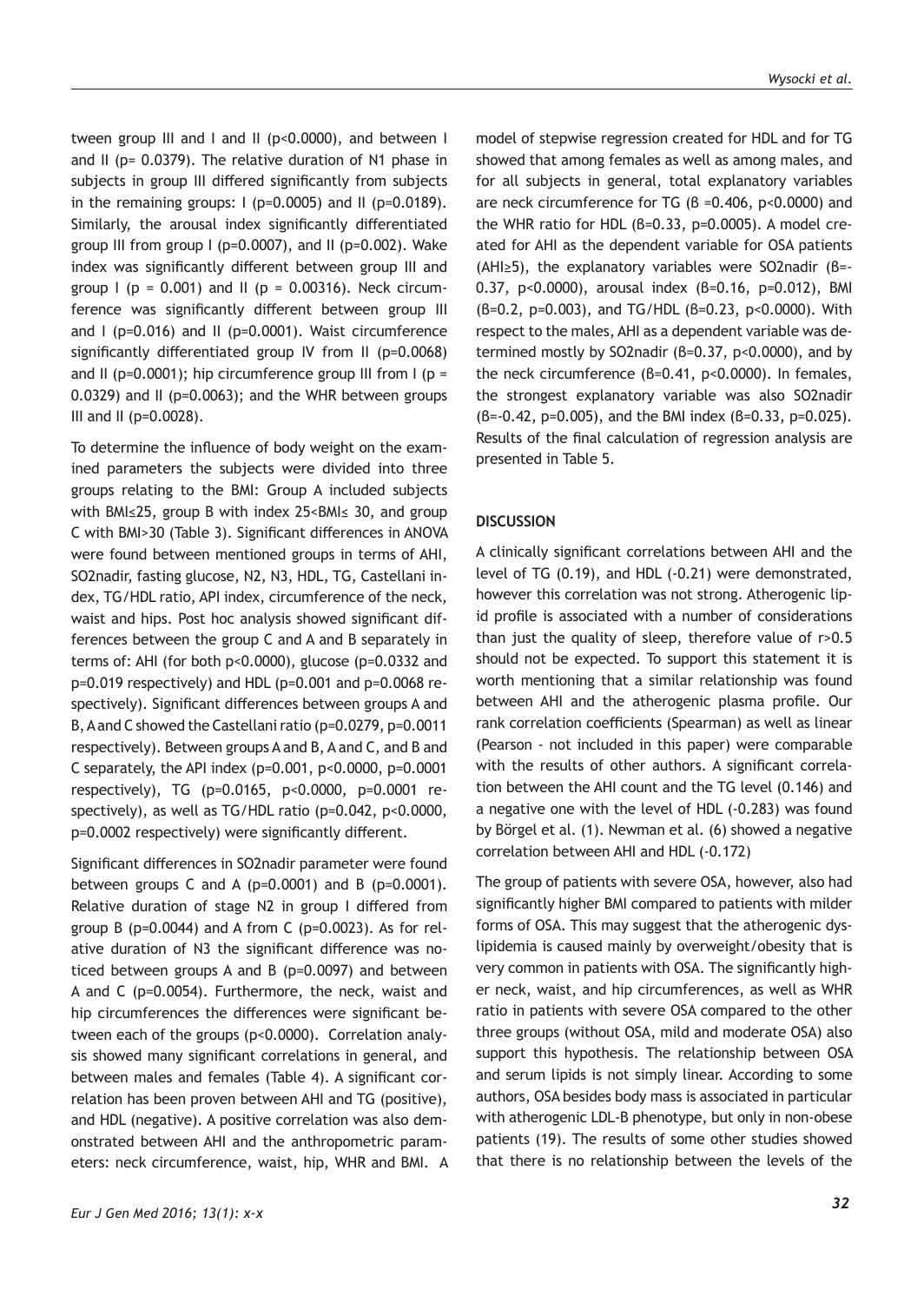tween group III and I and II (p<0.0000), and between I and II (p= 0.0379). The relative duration of N1 phase in subjects in group III differed significantly from subjects in the remaining groups: I (p=0.0005) and II (p=0.0189). Similarly, the arousal index significantly differentiated group III from group I (p=0.0007), and II (p=0.002). Wake index was significantly different between group III and group I (p = 0.001) and II (p = 0.00316). Neck circumference was significantly different between group III and I (p=0.016) and II (p=0.0001). Waist circumference significantly differentiated group IV from II (p=0.0068) and II (p=0.0001); hip circumference group III from I (p = 0.0329) and II (p=0.0063); and the WHR between groups III and II (p=0.0028).

To determine the influence of body weight on the examined parameters the subjects were divided into three groups relating to the BMI: Group A included subjects with BMI≤25, group B with index 25<BMI≤ 30, and group C with BMI>30 (Table 3). Significant differences in ANOVA were found between mentioned groups in terms of AHI, SO2nadir, fasting glucose, N2, N3, HDL, TG, Castellani index, TG/HDL ratio, API index, circumference of the neck, waist and hips. Post hoc analysis showed significant differences between the group C and A and B separately in terms of: AHI (for both p<0.0000), glucose (p=0.0332 and p=0.019 respectively) and HDL (p=0.001 and p=0.0068 respectively). Significant differences between groups A and B, A and C showed the Castellani ratio (p=0.0279, p=0.0011 respectively). Between groups A and B, A and C, and B and C separately, the API index (p=0.001, p<0.0000, p=0.0001 respectively), TG (p=0.0165, p<0.0000, p=0.0001 respectively), as well as TG/HDL ratio (p=0.042, p<0.0000, p=0.0002 respectively) were significantly different.

Significant differences in SO2nadir parameter were found between groups C and A (p=0.0001) and B (p=0.0001). Relative duration of stage N2 in group I differed from group B (p=0.0044) and A from C (p=0.0023). As for relative duration of N3 the significant difference was noticed between groups A and B (p=0.0097) and between A and C (p=0.0054). Furthermore, the neck, waist and hip circumferences the differences were significant between each of the groups (p<0.0000). Correlation analysis showed many significant correlations in general, and between males and females (Table 4). A significant correlation has been proven between AHI and TG (positive), and HDL (negative). A positive correlation was also demonstrated between AHI and the anthropometric parameters: neck circumference, waist, hip, WHR and BMI. A model of stepwise regression created for HDL and for TG showed that among females as well as among males, and for all subjects in general, total explanatory variables are neck circumference for TG (β =0.406, p<0.0000) and the WHR ratio for HDL (β=0.33, p=0.0005). A model created for AHI as the dependent variable for OSA patients (AHI≥5), the explanatory variables were SO2nadir (β=-0.37, p<0.0000), arousal index (β=0.16, p=0.012), BMI (β=0.2, p=0.003), and TG/HDL (β=0.23, p<0.0000). With respect to the males, AHI as a dependent variable was determined mostly by SO2nadir (β=0.37, p<0.0000), and by the neck circumference (β=0.41, p<0.0000). In females, the strongest explanatory variable was also SO2nadir (β=-0.42, p=0.005), and the BMI index (β=0.33, p=0.025). Results of the final calculation of regression analysis are presented in Table 5.

## DISCUSSION

A clinically significant correlations between AHI and the level of TG (0.19), and HDL (-0.21) were demonstrated, however this correlation was not strong. Atherogenic lipid profile is associated with a number of considerations than just the quality of sleep, therefore value of r>0.5 should not be expected. To support this statement it is worth mentioning that a similar relationship was found between AHI and the atherogenic plasma profile. Our rank correlation coefficients (Spearman) as well as linear (Pearson - not included in this paper) were comparable with the results of other authors. A significant correlation between the AHI count and the TG level (0.146) and a negative one with the level of HDL (-0.283) was found by Börgel et al. (1). Newman et al. (6) showed a negative correlation between AHI and HDL (-0.172)

The group of patients with severe OSA, however, also had significantly higher BMI compared to patients with milder forms of OSA. This may suggest that the atherogenic dyslipidemia is caused mainly by overweight/obesity that is very common in patients with OSA. The significantly higher neck, waist, and hip circumferences, as well as WHR ratio in patients with severe OSA compared to the other three groups (without OSA, mild and moderate OSA) also support this hypothesis. The relationship between OSA and serum lipids is not simply linear. According to some authors, OSA besides body mass is associated in particular with atherogenic LDL-B phenotype, but only in non-obese patients (19). The results of some other studies showed that there is no relationship between the levels of the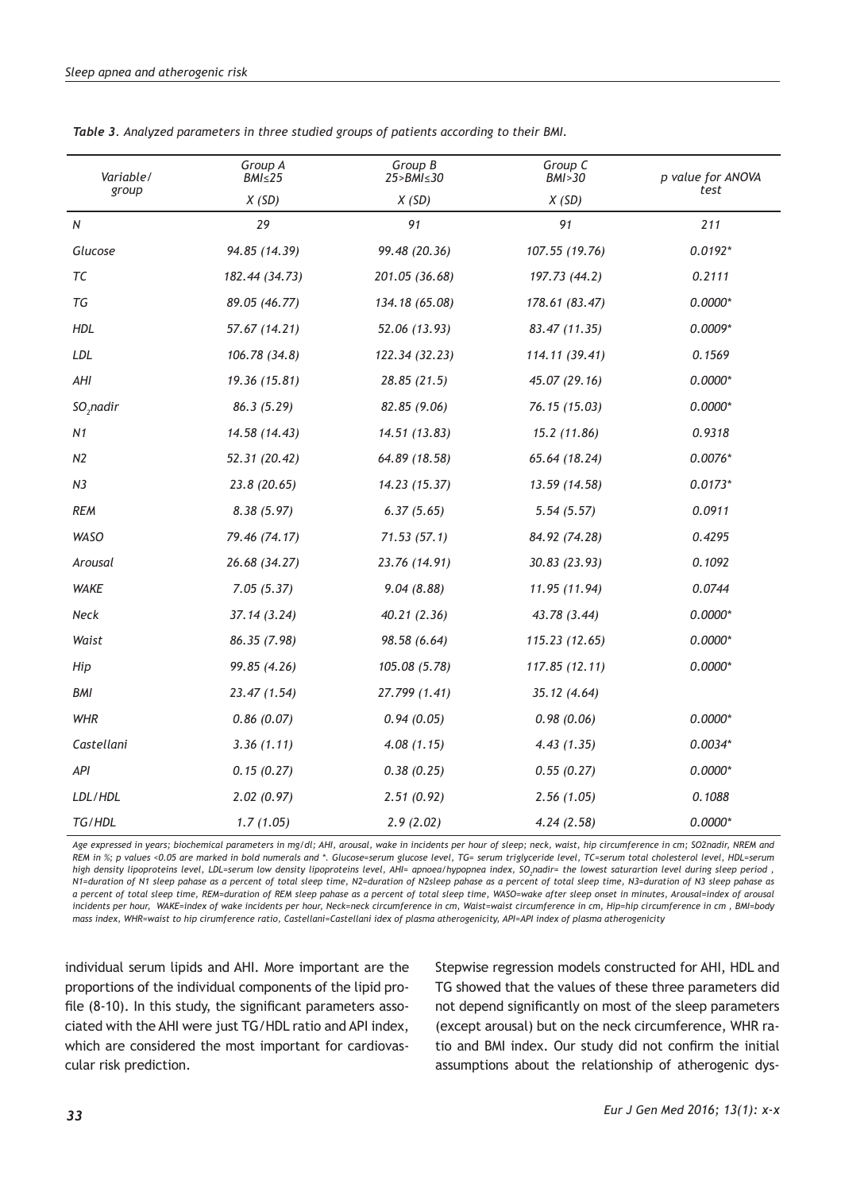*Table 3. Analyzed parameters in three studied groups of patients according to their BMI.*

| Variable/ group | Group A BMI≤25 X (SD) | Group B 25>BMI≤30 X (SD) | Group C BMI>30 X (SD) | p value for ANOVA test |
|---|---|---|---|---|
| N | 29 | 91 | 91 | 211 |
| Glucose | 94.85 (14.39) | 99.48 (20.36) | 107.55 (19.76) | 0.0192* |
| TC | 182.44 (34.73) | 201.05 (36.68) | 197.73 (44.2) | 0.2111 |
| TG | 89.05 (46.77) | 134.18 (65.08) | 178.61 (83.47) | 0.0000* |
| HDL | 57.67 (14.21) | 52.06 (13.93) | 83.47 (11.35) | 0.0009* |
| LDL | 106.78 (34.8) | 122.34 (32.23) | 114.11 (39.41) | 0.1569 |
| AHI | 19.36 (15.81) | 28.85 (21.5) | 45.07 (29.16) | 0.0000* |
| $SO_2$nadir | 86.3 (5.29) | 82.85 (9.06) | 76.15 (15.03) | 0.0000* |
| N1 | 14.58 (14.43) | 14.51 (13.83) | 15.2 (11.86) | 0.9318 |
| N2 | 52.31 (20.42) | 64.89 (18.58) | 65.64 (18.24) | 0.0076* |
| N3 | 23.8 (20.65) | 14.23 (15.37) | 13.59 (14.58) | 0.0173* |
| REM | 8.38 (5.97) | 6.37 (5.65) | 5.54 (5.57) | 0.0911 |
| WASO | 79.46 (74.17) | 71.53 (57.1) | 84.92 (74.28) | 0.4295 |
| Arousal | 26.68 (34.27) | 23.76 (14.91) | 30.83 (23.93) | 0.1092 |
| WAKE | 7.05 (5.37) | 9.04 (8.88) | 11.95 (11.94) | 0.0744 |
| Neck | 37.14 (3.24) | 40.21 (2.36) | 43.78 (3.44) | 0.0000* |
| Waist | 86.35 (7.98) | 98.58 (6.64) | 115.23 (12.65) | 0.0000* |
| Hip | 99.85 (4.26) | 105.08 (5.78) | 117.85 (12.11) | 0.0000* |
| BMI | 23.47 (1.54) | 27.799 (1.41) | 35.12 (4.64) | |
| WHR | 0.86 (0.07) | 0.94 (0.05) | 0.98 (0.06) | 0.0000* |
| Castellani | 3.36 (1.11) | 4.08 (1.15) | 4.43 (1.35) | 0.0034* |
| API | 0.15 (0.27) | 0.38 (0.25) | 0.55 (0.27) | 0.0000* |
| LDL/HDL | 2.02 (0.97) | 2.51 (0.92) | 2.56 (1.05) | 0.1088 |
| TG/HDL | 1.7 (1.05) | 2.9 (2.02) | 4.24 (2.58) | 0.0000* |

*Age expressed in years; biochemical parameters in mg/dl; AHI, arousal, wake in incidents per hour of sleep; neck, waist, hip circumference in cm; SO2nadir, NREM and REM in %; p values <0.05 are marked in bold numerals and \*. Glucose=serum glucose level, TG= serum triglyceride level, TC=serum total cholesterol level, HDL=serum high density lipoproteins level, LDL=serum low density lipoproteins level, AHI= apnoea/hypopnea index, $SO_2$nadir= the lowest saturartion level during sleep period , N1=duration of N1 sleep pahase as a percent of total sleep time, N2=duration of N2sleep pahase as a percent of total sleep time, N3=duration of N3 sleep pahase as a percent of total sleep time, REM=duration of REM sleep pahase as a percent of total sleep time, WASO=wake after sleep onset in minutes, Arousal=index of arousal incidents per hour, WAKE=index of wake incidents per hour, Neck=neck circumference in cm, Waist=waist circumference in cm, Hip=hip circumference in cm , BMI=body mass index, WHR=waist to hip cirumference ratio, Castellani=Castellani idex of plasma atherogenicity, API=API index of plasma atherogenicity*

individual serum lipids and AHI. More important are the proportions of the individual components of the lipid profile (8-10). In this study, the significant parameters associated with the AHI were just TG/HDL ratio and API index, which are considered the most important for cardiovascular risk prediction.

Stepwise regression models constructed for AHI, HDL and TG showed that the values of these three parameters did not depend significantly on most of the sleep parameters (except arousal) but on the neck circumference, WHR ratio and BMI index. Our study did not confirm the initial assumptions about the relationship of atherogenic dys-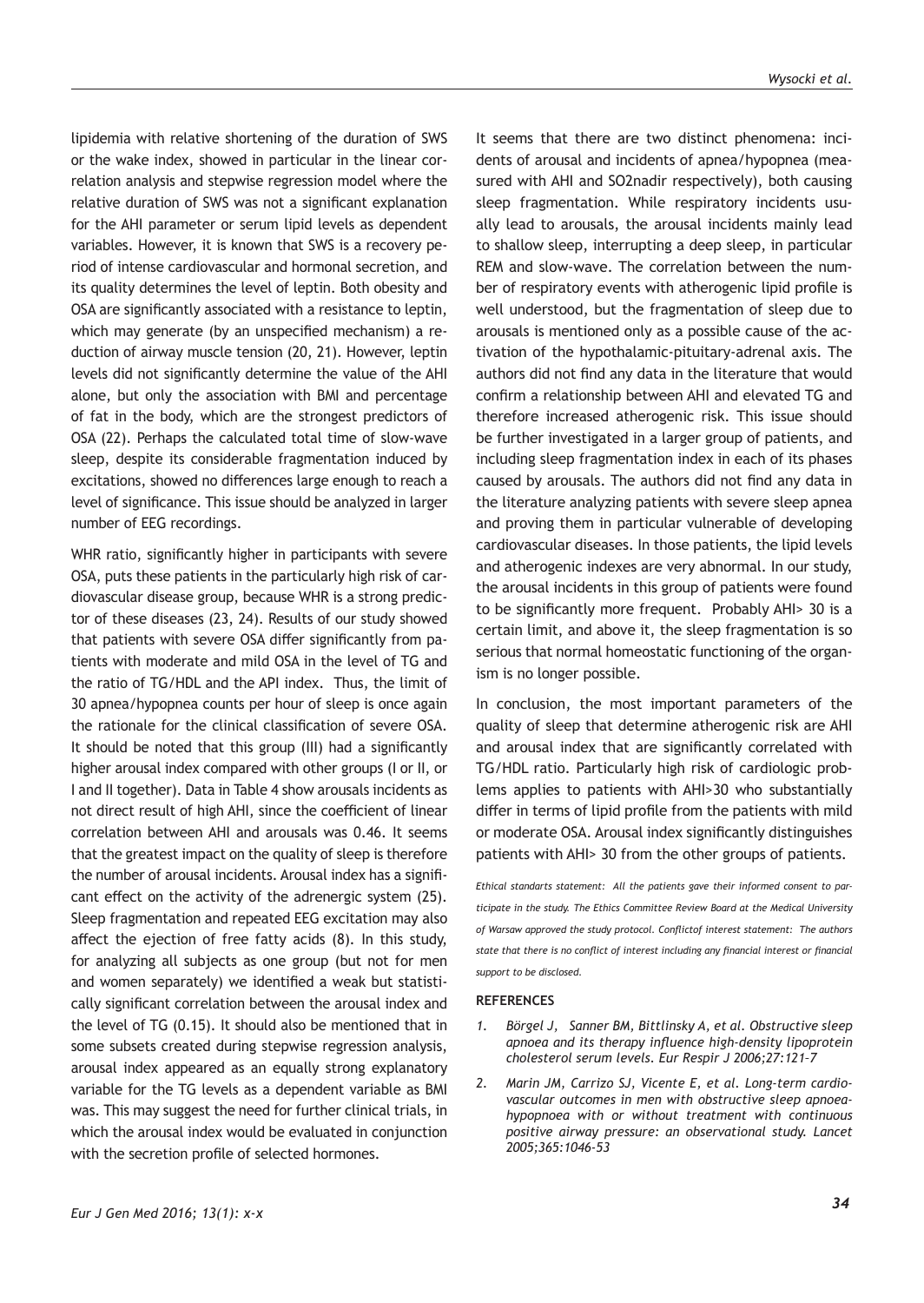lipidemia with relative shortening of the duration of SWS or the wake index, showed in particular in the linear correlation analysis and stepwise regression model where the relative duration of SWS was not a significant explanation for the AHI parameter or serum lipid levels as dependent variables. However, it is known that SWS is a recovery period of intense cardiovascular and hormonal secretion, and its quality determines the level of leptin. Both obesity and OSA are significantly associated with a resistance to leptin, which may generate (by an unspecified mechanism) a reduction of airway muscle tension (20, 21). However, leptin levels did not significantly determine the value of the AHI alone, but only the association with BMI and percentage of fat in the body, which are the strongest predictors of OSA (22). Perhaps the calculated total time of slow-wave sleep, despite its considerable fragmentation induced by excitations, showed no differences large enough to reach a level of significance. This issue should be analyzed in larger number of EEG recordings.

WHR ratio, significantly higher in participants with severe OSA, puts these patients in the particularly high risk of cardiovascular disease group, because WHR is a strong predictor of these diseases (23, 24). Results of our study showed that patients with severe OSA differ significantly from patients with moderate and mild OSA in the level of TG and the ratio of TG/HDL and the API index. Thus, the limit of 30 apnea/hypopnea counts per hour of sleep is once again the rationale for the clinical classification of severe OSA. It should be noted that this group (III) had a significantly higher arousal index compared with other groups (I or II, or I and II together). Data in Table 4 show arousals incidents as not direct result of high AHI, since the coefficient of linear correlation between AHI and arousals was 0.46. It seems that the greatest impact on the quality of sleep is therefore the number of arousal incidents. Arousal index has a significant effect on the activity of the adrenergic system (25). Sleep fragmentation and repeated EEG excitation may also affect the ejection of free fatty acids (8). In this study, for analyzing all subjects as one group (but not for men and women separately) we identified a weak but statistically significant correlation between the arousal index and the level of TG (0.15). It should also be mentioned that in some subsets created during stepwise regression analysis, arousal index appeared as an equally strong explanatory variable for the TG levels as a dependent variable as BMI was. This may suggest the need for further clinical trials, in which the arousal index would be evaluated in conjunction with the secretion profile of selected hormones.

It seems that there are two distinct phenomena: incidents of arousal and incidents of apnea/hypopnea (measured with AHI and SO2nadir respectively), both causing sleep fragmentation. While respiratory incidents usually lead to arousals, the arousal incidents mainly lead to shallow sleep, interrupting a deep sleep, in particular REM and slow-wave. The correlation between the number of respiratory events with atherogenic lipid profile is well understood, but the fragmentation of sleep due to arousals is mentioned only as a possible cause of the activation of the hypothalamic-pituitary-adrenal axis. The authors did not find any data in the literature that would confirm a relationship between AHI and elevated TG and therefore increased atherogenic risk. This issue should be further investigated in a larger group of patients, and including sleep fragmentation index in each of its phases caused by arousals. The authors did not find any data in the literature analyzing patients with severe sleep apnea and proving them in particular vulnerable of developing cardiovascular diseases. In those patients, the lipid levels and atherogenic indexes are very abnormal. In our study, the arousal incidents in this group of patients were found to be significantly more frequent. Probably AHI> 30 is a certain limit, and above it, the sleep fragmentation is so serious that normal homeostatic functioning of the organism is no longer possible.

In conclusion, the most important parameters of the quality of sleep that determine atherogenic risk are AHI and arousal index that are significantly correlated with TG/HDL ratio. Particularly high risk of cardiologic problems applies to patients with AHI>30 who substantially differ in terms of lipid profile from the patients with mild or moderate OSA. Arousal index significantly distinguishes patients with AHI> 30 from the other groups of patients.

*Ethical standarts statement: All the patients gave their informed consent to participate in the study. The Ethics Committee Review Board at the Medical University of Warsaw approved the study protocol. Conflictof interest statement: The authors state that there is no conflict of interest including any financial interest or financial support to be disclosed.*

## REFERENCES

1. *Börgel J, Sanner BM, Bittlinsky A, et al. Obstructive sleep apnoea and its therapy influence high-density lipoprotein cholesterol serum levels. Eur Respir J 2006;27:121–7*
2. *Marin JM, Carrizo SJ, Vicente E, et al. Long-term cardiovascular outcomes in men with obstructive sleep apnoea-hypopnoea with or without treatment with continuous positive airway pressure: an observational study. Lancet 2005;365:1046-53*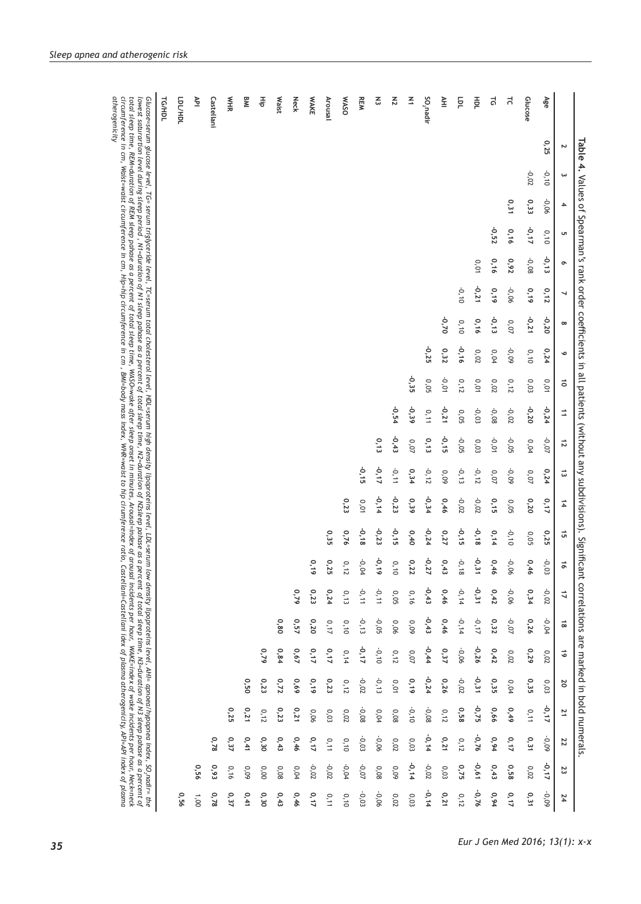**Table 4.** Values of Spearman's rank order coefficients in all patients (without any subdivisions). Significant correlations are marked in bold numerals.

| | 2 | 3 | 4 | 5 | 6 | 7 | 8 | 9 | 10 | 11 | 12 | 13 | 14 | 15 | 16 | 17 | 18 | 19 | 20 | 21 | 22 | 23 | 24 |
|---|---|---|---|---|---|---|---|---|---|---|---|---|---|---|---|---|---|---|---|---|---|---|---|
| **Age** | **0,25** | -0,10 | -0,06 | 0,10 | **-0,13** | **0,12** | **-0,20** | **0,24** | 0,01 | **-0,24** | -0,07 | **0,24** | **0,17** | **0,25** | -0,03 | -0,02 | -0,04 | 0,02 | 0,03 | **-0,17** | -0,09 | **-0,17** | -0,09 |
| **Glucose** | | -0,02 | **0,33** | **-0,17** | -0,08 | **0,19** | **-0,21** | 0,10 | 0,03 | **-0,20** | 0,04 | 0,07 | **0,20** | 0,05 | **0,46** | **0,34** | **0,26** | **0,29** | **0,35** | 0,11 | **0,31** | 0,02 | **0,31** |
| **TC** | | | **0,31** | **0,16** | **0,92** | -0,06 | 0,07 | -0,09 | 0,12 | -0,02 | -0,05 | -0,09 | 0,05 | -0,10 | -0,06 | -0,06 | -0,07 | 0,02 | 0,04 | **0,49** | **0,17** | **0,58** | **0,17** |
| **TG** | | | | **-0,52** | **0,16** | **0,19** | **-0,13** | 0,04 | 0,02 | -0,08 | -0,01 | 0,07 | **0,15** | **0,14** | **0,46** | **0,42** | **0,32** | **0,42** | **0,35** | **0,66** | **0,94** | **0,43** | **0,94** |
| **HDL** | | | | | 0,01 | **-0,21** | **0,16** | 0,02 | 0,01 | -0,03 | 0,03 | -0,12 | -0,02 | **-0,18** | **-0,31** | **-0,31** | -0,17 | **-0,26** | **-0,31** | **-0,75** | **-0,76** | **-0,61** | **-0,76** |
| **LDL** | | | | | | -0,10 | 0,10 | **-0,16** | 0,12 | 0,05 | -0,05 | -0,13 | -0,02 | **-0,15** | **-0,18** | -0,14 | -0,14 | -0,06 | -0,02 | **0,58** | 0,12 | **0,75** | 0,12 |
| **AHI** | | | | | | | **-0,70** | **0,32** | -0,01 | **-0,21** | **-0,15** | 0,09 | **0,46** | **0,27** | **0,43** | **0,46** | **0,46** | **0,37** | **0,26** | 0,12 | **0,21** | 0,03 | **0,21** |
| **$SO_2$nadir** | | | | | | | | **-0,25** | 0,05 | 0,11 | **0,13** | -0,12 | **-0,34** | **-0,24** | **-0,27** | **-0,43** | **-0,43** | **-0,44** | **-0,24** | -0,08 | **-0,14** | -0,02 | **-0,14** |
| **N1** | | | | | | | | | **-0,35** | **-0,39** | 0,07 | **0,34** | **0,39** | **0,40** | **0,22** | 0,16 | 0,09 | 0,07 | **0,19** | -0,10 | 0,03 | **-0,14** | 0,03 |
| **N2** | | | | | | | | | | **-0,54** | **-0,43** | -0,11 | **-0,23** | **-0,15** | 0,10 | 0,05 | 0,06 | 0,12 | 0,01 | 0,08 | 0,02 | 0,09 | 0,02 |
| **N3** | | | | | | | | | | | **0,13** | **-0,17** | **-0,14** | **-0,23** | **-0,19** | -0,11 | -0,05 | -0,10 | -0,13 | 0,04 | -0,06 | 0,08 | -0,06 |
| **REM** | | | | | | | | | | | | **-0,15** | 0,01 | **-0,18** | -0,04 | -0,11 | -0,13 | **-0,17** | -0,02 | -0,08 | -0,03 | -0,07 | -0,03 |
| **WASO** | | | | | | | | | | | | | **0,23** | **0,76** | 0,12 | 0,13 | 0,10 | 0,14 | 0,12 | 0,02 | 0,10 | -0,04 | 0,10 |
| **Arousal** | | | | | | | | | | | | | | **0,35** | **0,25** | **0,24** | 0,17 | **0,17** | **0,23** | 0,03 | 0,11 | -0,02 | 0,11 |
| **WAKE** | | | | | | | | | | | | | | | **0,19** | **0,23** | **0,20** | **0,17** | **0,19** | 0,06 | **0,17** | -0,02 | **0,17** |
| **Neck** | | | | | | | | | | | | | | | | **0,79** | **0,57** | **0,67** | **0,69** | **0,21** | **0,46** | 0,04 | **0,46** |
| **Waist** | | | | | | | | | | | | | | | | | **0,80** | **0,84** | **0,72** | **0,23** | **0,43** | 0,08 | **0,43** |
| **Hip** | | | | | | | | | | | | | | | | | | **0,79** | **0,23** | 0,12 | **0,30** | 0,00 | **0,30** |
| **BMI** | | | | | | | | | | | | | | | | | | | **0,50** | **0,21** | **0,41** | 0,09 | **0,41** |
| **WHR** | | | | | | | | | | | | | | | | | | | | **0,25** | **0,37** | 0,16 | **0,37** |
| **Castellani** | | | | | | | | | | | | | | | | | | | | | **0,78** | **0,93** | **0,78** |
| **API** | | | | | | | | | | | | | | | | | | | | | | **0,56** | **1,00** |
| **LDL/HDL** | | | | | | | | | | | | | | | | | | | | | | | **0,56** |
| **TG/HDL** | | | | | | | | | | | | | | | | | | | | | | | |

*Glucose=serum glucose level, TG= serum triglyceride level, TC=serum total cholesterol level, HDL=serum high density lipoproteins level, LDL=serum low density lipoproteins level, AHI= apnoea/hypopnea index, $SO_2$nadir= the lowest saturation level during sleep period , N1=duration of N1 sleep pahase as a percent of total sleep time, N2=duration of N2sleep pahase as a percent of total sleep time, N3=duration of N3 sleep pahase as a percent of total sleep time, REM=duration of REM sleep pahase as a percent of total sleep time, WASO=wake after sleep onset in minutes, Arousal=index of arousal incidents per hour, WAKE=index of wake incidents per hour, Neck=neck circumference in cm, Waist=waist circumference in cm, Hip=hip circumference in cm , BMI=body mass index, WHR=waist to hip cirumference ratio, Castellani=Castellani idex of plasma atherogenicity, API=API index of plasma atherogenicity*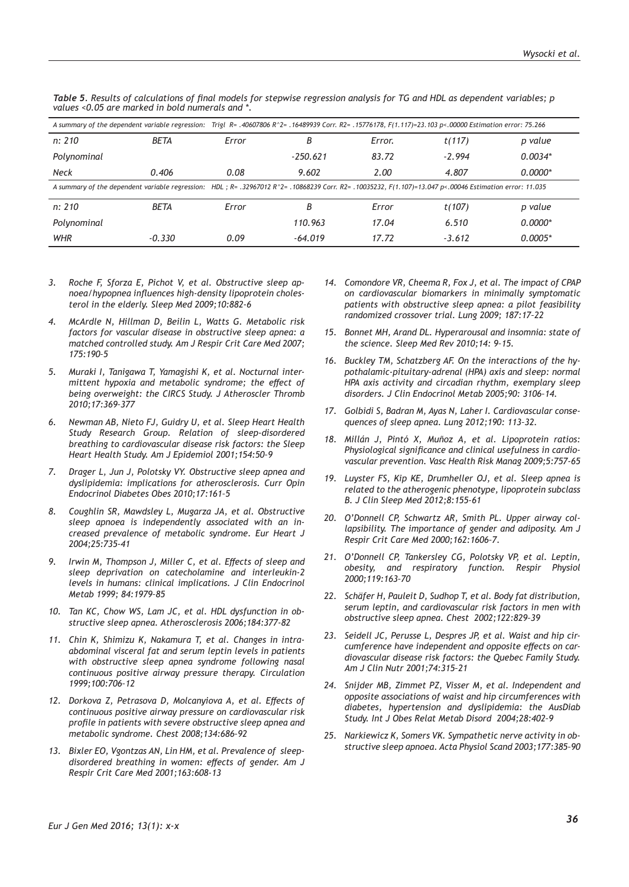*Table 5. Results of calculations of final models for stepwise regression analysis for TG and HDL as dependent variables; p values <0.05 are marked in bold numerals and *.*

| A summary of the dependent variable regression: Trigl R= .40607806 R^2= .16489939 Corr. R2= .15776178, F(1.117)=23.103 p<.00000 Estimation error: 75.266 | | | | | | |
|---|---|---|---|---|---|---|
| n: 210 | BETA | Error | B | Error. | t(117) | p value |
| Polynominal | | | -250.621 | 83.72 | -2.994 | 0.0034* |
| Neck | 0.406 | 0.08 | 9.602 | 2.00 | 4.807 | 0.0000* |
| A summary of the dependent variable regression: HDL ; R= .32967012 R^2= .10868239 Corr. R2= .10035232, F(1.107)=13.047 p<.00046 Estimation error: 11.035 | | | | | | |
| n: 210 | BETA | Error | B | Error | t(107) | p value |
| Polynominal | | | 110.963 | 17.04 | 6.510 | 0.0000* |
| WHR | -0.330 | 0.09 | -64.019 | 17.72 | -3.612 | 0.0005* |

3. Roche F, Sforza E, Pichot V, et al. Obstructive sleep apnoea/hypopnea influences high-density lipoprotein cholesterol in the elderly. Sleep Med 2009;10:882-6
4. McArdle N, Hillman D, Beilin L, Watts G. Metabolic risk factors for vascular disease in obstructive sleep apnea: a matched controlled study. Am J Respir Crit Care Med 2007; 175:190-5
5. Muraki I, Tanigawa T, Yamagishi K, et al. Nocturnal intermittent hypoxia and metabolic syndrome; the effect of being overweight: the CIRCS Study. J Atheroscler Thromb 2010;17:369-377
6. Newman AB, Nieto FJ, Guidry U, et al. Sleep Heart Health Study Research Group. Relation of sleep-disordered breathing to cardiovascular disease risk factors: the Sleep Heart Health Study. Am J Epidemiol 2001;154:50-9
7. Drager L, Jun J, Polotsky VY. Obstructive sleep apnea and dyslipidemia: implications for atherosclerosis. Curr Opin Endocrinol Diabetes Obes 2010;17:161-5
8. Coughlin SR, Mawdsley L, Mugarza JA, et al. Obstructive sleep apnoea is independently associated with an increased prevalence of metabolic syndrome. Eur Heart J 2004;25:735-41
9. Irwin M, Thompson J, Miller C, et al. Effects of sleep and sleep deprivation on catecholamine and interleukin-2 levels in humans: clinical implications. J Clin Endocrinol Metab 1999; 84:1979-85
10. Tan KC, Chow WS, Lam JC, et al. HDL dysfunction in obstructive sleep apnea. Atherosclerosis 2006;184:377-82
11. Chin K, Shimizu K, Nakamura T, et al. Changes in intra-abdominal visceral fat and serum leptin levels in patients with obstructive sleep apnea syndrome following nasal continuous positive airway pressure therapy. Circulation 1999;100:706-12
12. Dorkova Z, Petrasova D, Molcanyiova A, et al. Effects of continuous positive airway pressure on cardiovascular risk profile in patients with severe obstructive sleep apnea and metabolic syndrome. Chest 2008;134:686-92
13. Bixler EO, Vgontzas AN, Lin HM, et al. Prevalence of sleep-disordered breathing in women: effects of gender. Am J Respir Crit Care Med 2001;163:608-13
14. Comondore VR, Cheema R, Fox J, et al. The impact of CPAP on cardiovascular biomarkers in minimally symptomatic patients with obstructive sleep apnea: a pilot feasibility randomized crossover trial. Lung 2009; 187:17-22
15. Bonnet MH, Arand DL. Hyperarousal and insomnia: state of the science. Sleep Med Rev 2010;14: 9-15.
16. Buckley TM, Schatzberg AF. On the interactions of the hypothalamic-pituitary-adrenal (HPA) axis and sleep: normal HPA axis activity and circadian rhythm, exemplary sleep disorders. J Clin Endocrinol Metab 2005;90: 3106-14.
17. Golbidi S, Badran M, Ayas N, Laher I. Cardiovascular consequences of sleep apnea. Lung 2012;190: 113-32.
18. Millán J, Pintó X, Muñoz A, et al. Lipoprotein ratios: Physiological significance and clinical usefulness in cardiovascular prevention. Vasc Health Risk Manag 2009;5:757-65
19. Luyster FS, Kip KE, Drumheller OJ, et al. Sleep apnea is related to the atherogenic phenotype, lipoprotein subclass B. J Clin Sleep Med 2012;8:155-61
20. O'Donnell CP, Schwartz AR, Smith PL. Upper airway collapsibility. The importance of gender and adiposity. Am J Respir Crit Care Med 2000;162:1606-7.
21. O'Donnell CP, Tankersley CG, Polotsky VP, et al. Leptin, obesity, and respiratory function. Respir Physiol 2000;119:163-70
22. Schäfer H, Pauleit D, Sudhop T, et al. Body fat distribution, serum leptin, and cardiovascular risk factors in men with obstructive sleep apnea. Chest 2002;122:829-39
23. Seidell JC, Perusse L, Despres JP, et al. Waist and hip circumference have independent and opposite effects on cardiovascular disease risk factors: the Quebec Family Study. Am J Clin Nutr 2001;74:315-21
24. Snijder MB, Zimmet PZ, Visser M, et al. Independent and opposite associations of waist and hip circumferences with diabetes, hypertension and dyslipidemia: the AusDiab Study. Int J Obes Relat Metab Disord 2004;28:402-9
25. Narkiewicz K, Somers VK. Sympathetic nerve activity in obstructive sleep apnoea. Acta Physiol Scand 2003;177:385-90